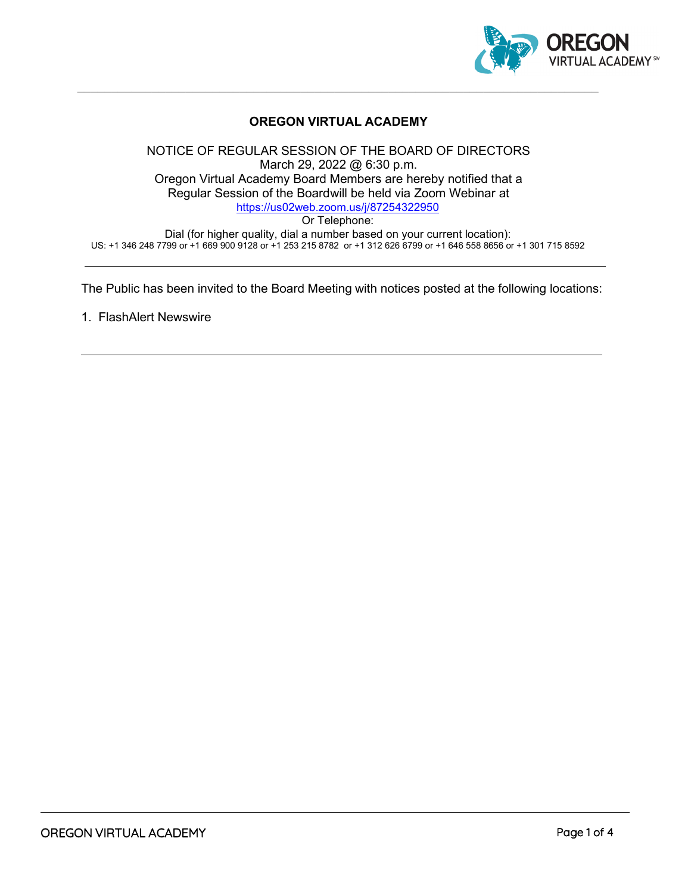# OREGON VIRTUAL ACADEMY

NOTICE OF REGULAR SESSION OF THE BOARD OF DIRECTORS
March 29, 2022 @ 6:30 p.m.
Oregon Virtual Academy Board Members are hereby notified that a Regular Session of the Boardwill be held via Zoom Webinar at
https://us02web.zoom.us/j/87254322950
Or Telephone:
Dial (for higher quality, dial a number based on your current location):
US: +1 346 248 7799 or +1 669 900 9128 or +1 253 215 8782 or +1 312 626 6799 or +1 646 558 8656 or +1 301 715 8592

---

The Public has been invited to the Board Meeting with notices posted at the following locations:

1. FlashAlert Newswire

---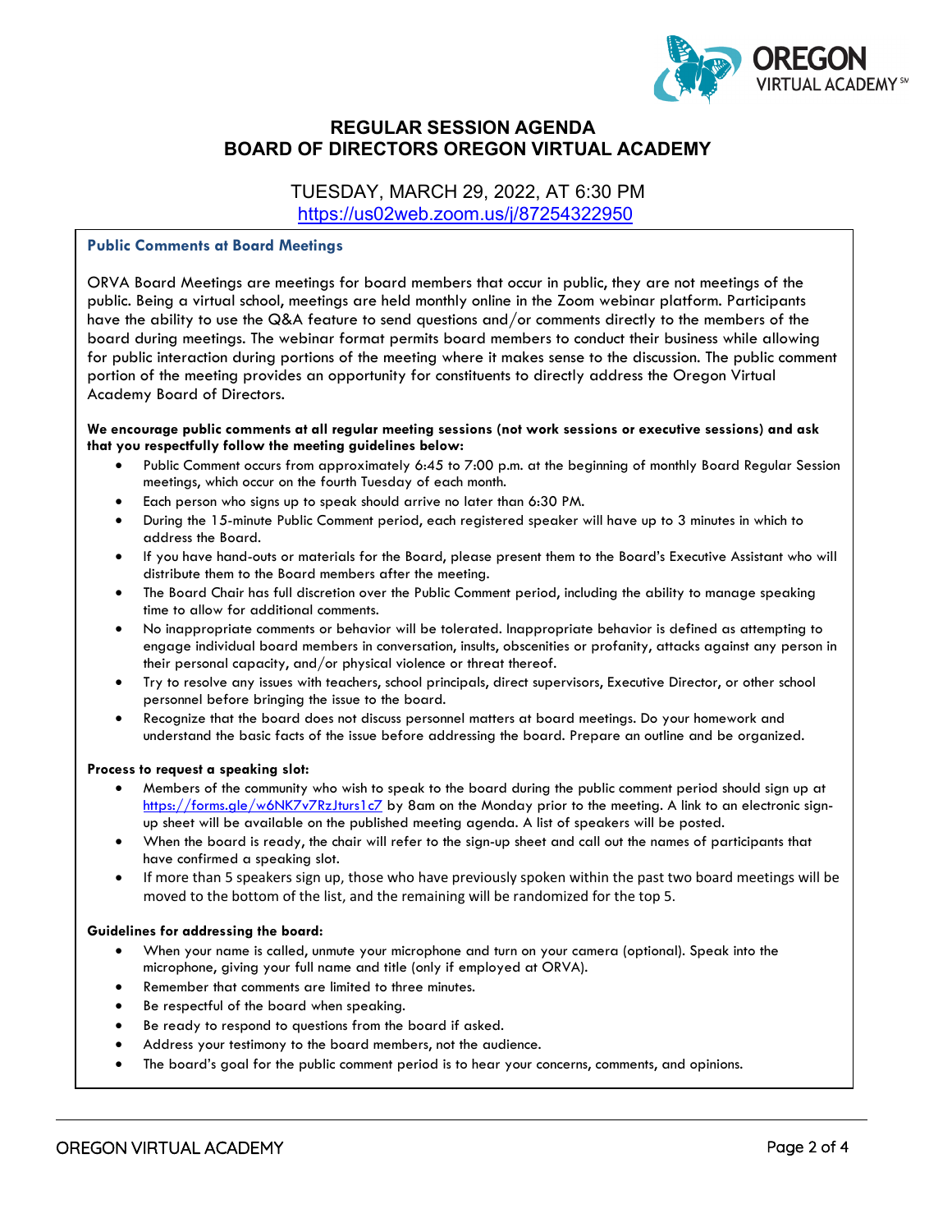# REGULAR SESSION AGENDA
# BOARD OF DIRECTORS OREGON VIRTUAL ACADEMY

TUESDAY, MARCH 29, 2022, AT 6:30 PM
https://us02web.zoom.us/j/87254322950

### Public Comments at Board Meetings

ORVA Board Meetings are meetings for board members that occur in public, they are not meetings of the public. Being a virtual school, meetings are held monthly online in the Zoom webinar platform. Participants have the ability to use the Q&A feature to send questions and/or comments directly to the members of the board during meetings. The webinar format permits board members to conduct their business while allowing for public interaction during portions of the meeting where it makes sense to the discussion. The public comment portion of the meeting provides an opportunity for constituents to directly address the Oregon Virtual Academy Board of Directors.

**We encourage public comments at all regular meeting sessions (not work sessions or executive sessions) and ask that you respectfully follow the meeting guidelines below:**

- Public Comment occurs from approximately 6:45 to 7:00 p.m. at the beginning of monthly Board Regular Session meetings, which occur on the fourth Tuesday of each month.
- Each person who signs up to speak should arrive no later than 6:30 PM.
- During the 15-minute Public Comment period, each registered speaker will have up to 3 minutes in which to address the Board.
- If you have hand-outs or materials for the Board, please present them to the Board's Executive Assistant who will distribute them to the Board members after the meeting.
- The Board Chair has full discretion over the Public Comment period, including the ability to manage speaking time to allow for additional comments.
- No inappropriate comments or behavior will be tolerated. Inappropriate behavior is defined as attempting to engage individual board members in conversation, insults, obscenities or profanity, attacks against any person in their personal capacity, and/or physical violence or threat thereof.
- Try to resolve any issues with teachers, school principals, direct supervisors, Executive Director, or other school personnel before bringing the issue to the board.
- Recognize that the board does not discuss personnel matters at board meetings. Do your homework and understand the basic facts of the issue before addressing the board. Prepare an outline and be organized.

**Process to request a speaking slot:**

- Members of the community who wish to speak to the board during the public comment period should sign up at https://forms.gle/w6NK7v7RzJturs1c7 by 8am on the Monday prior to the meeting. A link to an electronic sign-up sheet will be available on the published meeting agenda. A list of speakers will be posted.
- When the board is ready, the chair will refer to the sign-up sheet and call out the names of participants that have confirmed a speaking slot.
- If more than 5 speakers sign up, those who have previously spoken within the past two board meetings will be moved to the bottom of the list, and the remaining will be randomized for the top 5.

**Guidelines for addressing the board:**

- When your name is called, unmute your microphone and turn on your camera (optional). Speak into the microphone, giving your full name and title (only if employed at ORVA).
- Remember that comments are limited to three minutes.
- Be respectful of the board when speaking.
- Be ready to respond to questions from the board if asked.
- Address your testimony to the board members, not the audience.
- The board's goal for the public comment period is to hear your concerns, comments, and opinions.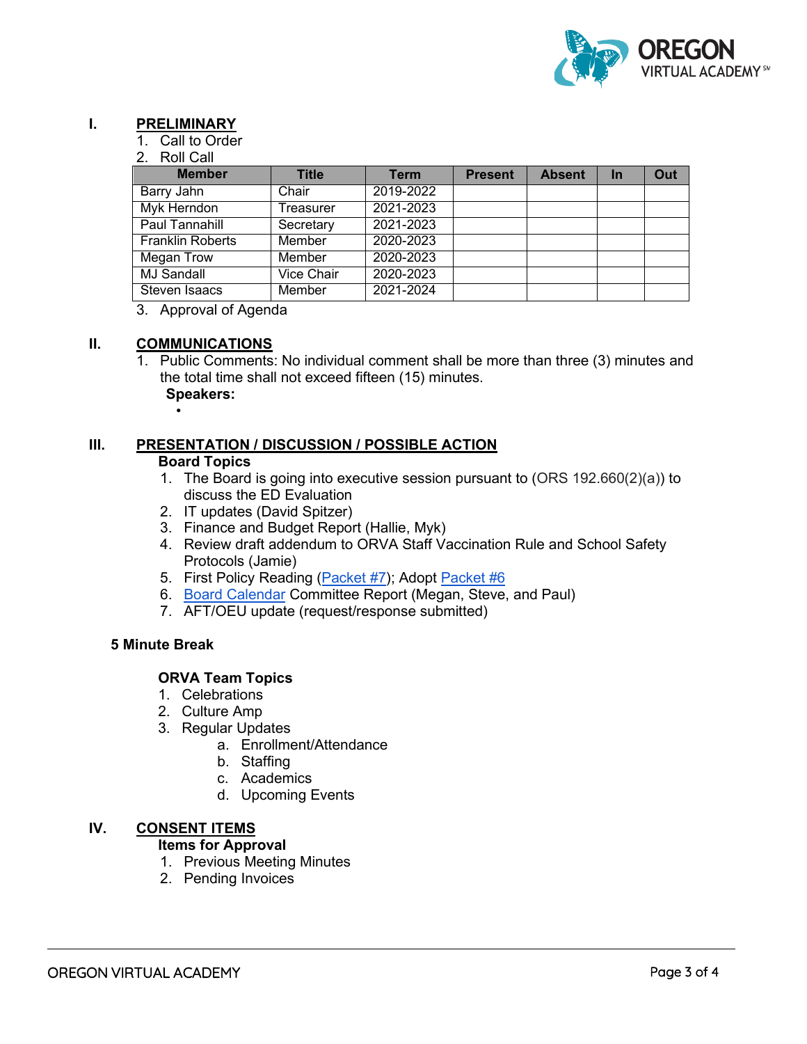## I. PRELIMINARY

1. Call to Order
2. Roll Call

| Member | Title | Term | Present | Absent | In | Out |
|---|---|---|---|---|---|---|
| Barry Jahn | Chair | 2019-2022 | | | | |
| Myk Herndon | Treasurer | 2021-2023 | | | | |
| Paul Tannahill | Secretary | 2021-2023 | | | | |
| Franklin Roberts | Member | 2020-2023 | | | | |
| Megan Trow | Member | 2020-2023 | | | | |
| MJ Sandall | Vice Chair | 2020-2023 | | | | |
| Steven Isaacs | Member | 2021-2024 | | | | |

3. Approval of Agenda

## II. COMMUNICATIONS

1. Public Comments: No individual comment shall be more than three (3) minutes and the total time shall not exceed fifteen (15) minutes.

   **Speakers:**
   -

## III. PRESENTATION / DISCUSSION / POSSIBLE ACTION

**Board Topics**

1. The Board is going into executive session pursuant to (ORS 192.660(2)(a)) to discuss the ED Evaluation
2. IT updates (David Spitzer)
3. Finance and Budget Report (Hallie, Myk)
4. Review draft addendum to ORVA Staff Vaccination Rule and School Safety Protocols (Jamie)
5. First Policy Reading (Packet #7); Adopt Packet #6
6. Board Calendar Committee Report (Megan, Steve, and Paul)
7. AFT/OEU update (request/response submitted)

**5 Minute Break**

**ORVA Team Topics**

1. Celebrations
2. Culture Amp
3. Regular Updates
   a. Enrollment/Attendance
   b. Staffing
   c. Academics
   d. Upcoming Events

## IV. CONSENT ITEMS

**Items for Approval**

1. Previous Meeting Minutes
2. Pending Invoices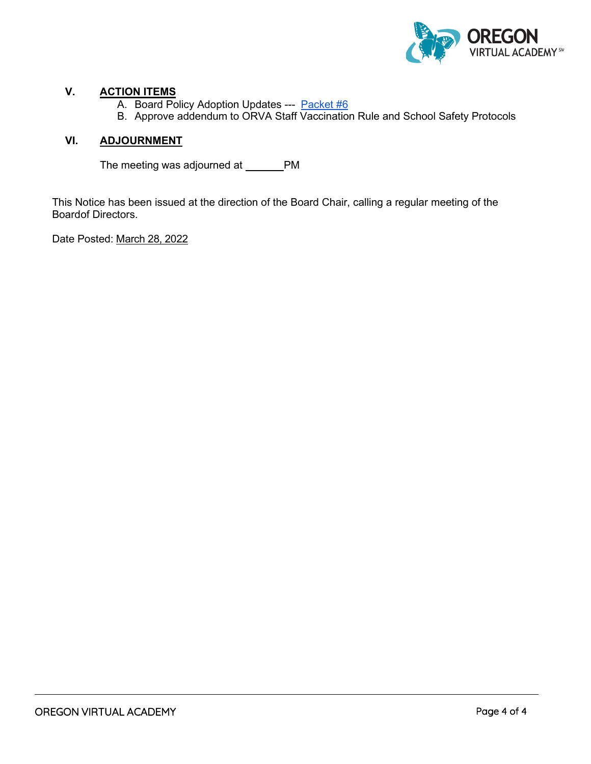## V. ACTION ITEMS

A. Board Policy Adoption Updates --- Packet #6
B. Approve addendum to ORVA Staff Vaccination Rule and School Safety Protocols

## VI. ADJOURNMENT

The meeting was adjourned at _______PM

This Notice has been issued at the direction of the Board Chair, calling a regular meeting of the Boardof Directors.

Date Posted: March 28, 2022